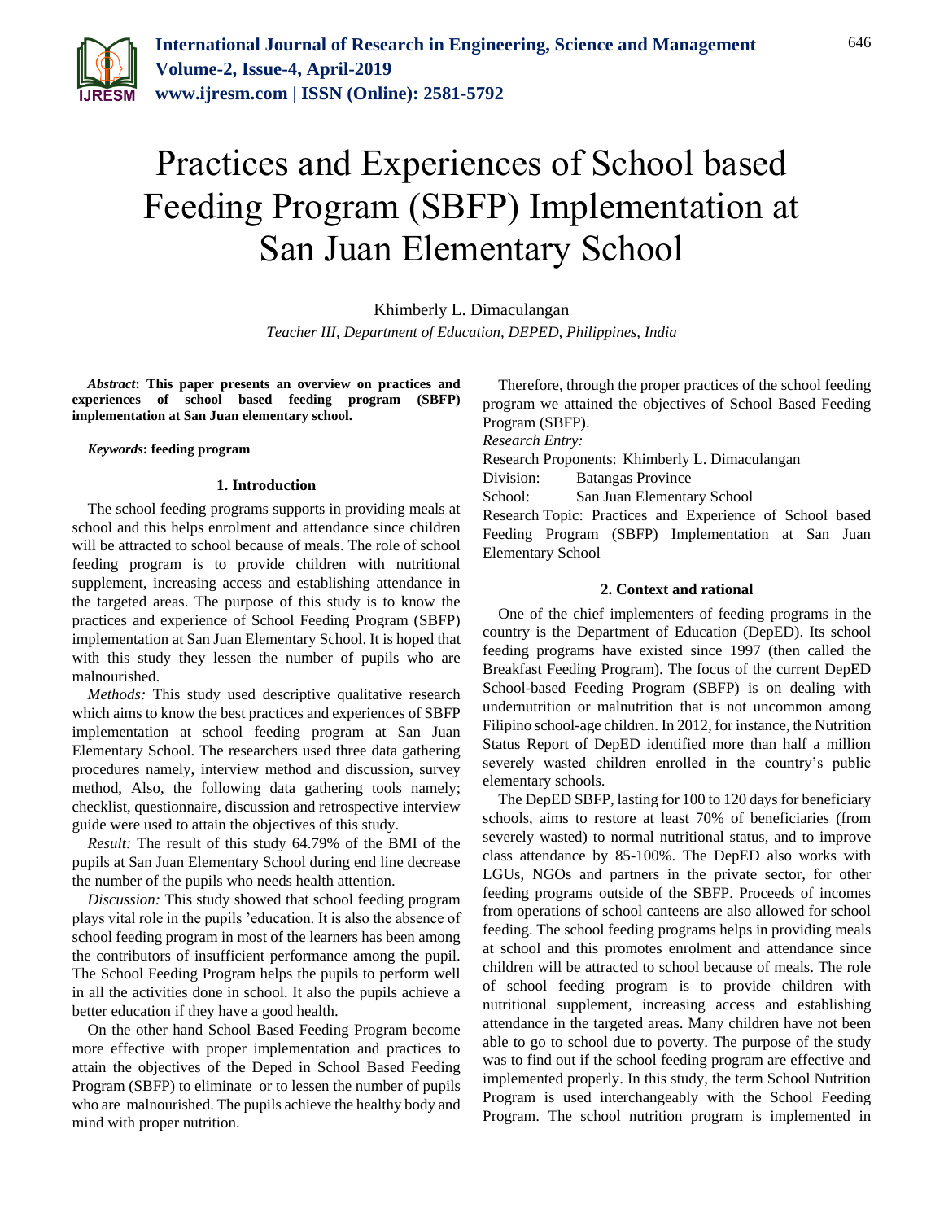# Practices and Experiences of School based Feeding Program (SBFP) Implementation at San Juan Elementary School

Khimberly L. Dimaculangan

*Teacher III, Department of Education, DEPED, Philippines, India*

***Abstract*: This paper presents an overview on practices and experiences of school based feeding program (SBFP) implementation at San Juan elementary school.**

***Keywords*: feeding program**

## 1. Introduction

The school feeding programs supports in providing meals at school and this helps enrolment and attendance since children will be attracted to school because of meals. The role of school feeding program is to provide children with nutritional supplement, increasing access and establishing attendance in the targeted areas. The purpose of this study is to know the practices and experience of School Feeding Program (SBFP) implementation at San Juan Elementary School. It is hoped that with this study they lessen the number of pupils who are malnourished.

*Methods:* This study used descriptive qualitative research which aims to know the best practices and experiences of SBFP implementation at school feeding program at San Juan Elementary School. The researchers used three data gathering procedures namely, interview method and discussion, survey method, Also, the following data gathering tools namely; checklist, questionnaire, discussion and retrospective interview guide were used to attain the objectives of this study.

*Result:* The result of this study 64.79% of the BMI of the pupils at San Juan Elementary School during end line decrease the number of the pupils who needs health attention.

*Discussion:* This study showed that school feeding program plays vital role in the pupils 'education. It is also the absence of school feeding program in most of the learners has been among the contributors of insufficient performance among the pupil. The School Feeding Program helps the pupils to perform well in all the activities done in school. It also the pupils achieve a better education if they have a good health.

On the other hand School Based Feeding Program become more effective with proper implementation and practices to attain the objectives of the Deped in School Based Feeding Program (SBFP) to eliminate or to lessen the number of pupils who are malnourished. The pupils achieve the healthy body and mind with proper nutrition.

Therefore, through the proper practices of the school feeding program we attained the objectives of School Based Feeding Program (SBFP).

*Research Entry:*

Research Proponents: Khimberly L. Dimaculangan

Division: Batangas Province

School: San Juan Elementary School

Research Topic: Practices and Experience of School based Feeding Program (SBFP) Implementation at San Juan Elementary School

## 2. Context and rational

One of the chief implementers of feeding programs in the country is the Department of Education (DepED). Its school feeding programs have existed since 1997 (then called the Breakfast Feeding Program). The focus of the current DepED School-based Feeding Program (SBFP) is on dealing with undernutrition or malnutrition that is not uncommon among Filipino school-age children. In 2012, for instance, the Nutrition Status Report of DepED identified more than half a million severely wasted children enrolled in the country's public elementary schools.

The DepED SBFP, lasting for 100 to 120 days for beneficiary schools, aims to restore at least 70% of beneficiaries (from severely wasted) to normal nutritional status, and to improve class attendance by 85-100%. The DepED also works with LGUs, NGOs and partners in the private sector, for other feeding programs outside of the SBFP. Proceeds of incomes from operations of school canteens are also allowed for school feeding. The school feeding programs helps in providing meals at school and this promotes enrolment and attendance since children will be attracted to school because of meals. The role of school feeding program is to provide children with nutritional supplement, increasing access and establishing attendance in the targeted areas. Many children have not been able to go to school due to poverty. The purpose of the study was to find out if the school feeding program are effective and implemented properly. In this study, the term School Nutrition Program is used interchangeably with the School Feeding Program. The school nutrition program is implemented in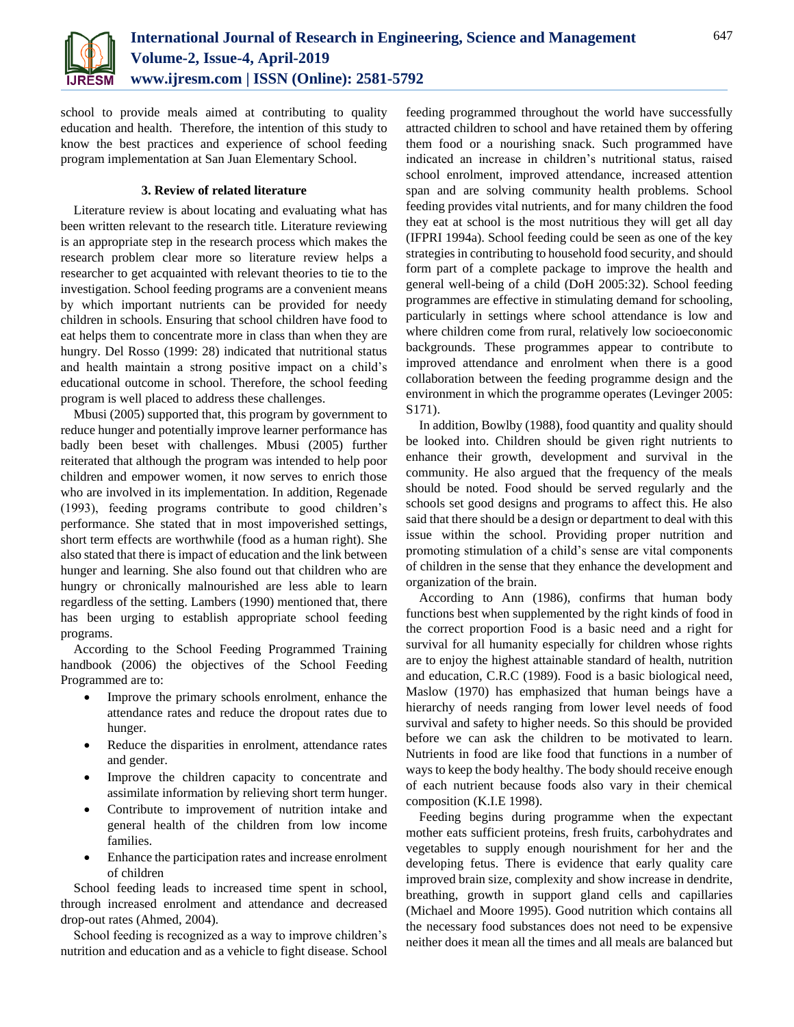school to provide meals aimed at contributing to quality education and health. Therefore, the intention of this study to know the best practices and experience of school feeding program implementation at San Juan Elementary School.

## 3. Review of related literature

Literature review is about locating and evaluating what has been written relevant to the research title. Literature reviewing is an appropriate step in the research process which makes the research problem clear more so literature review helps a researcher to get acquainted with relevant theories to tie to the investigation. School feeding programs are a convenient means by which important nutrients can be provided for needy children in schools. Ensuring that school children have food to eat helps them to concentrate more in class than when they are hungry. Del Rosso (1999: 28) indicated that nutritional status and health maintain a strong positive impact on a child's educational outcome in school. Therefore, the school feeding program is well placed to address these challenges.

Mbusi (2005) supported that, this program by government to reduce hunger and potentially improve learner performance has badly been beset with challenges. Mbusi (2005) further reiterated that although the program was intended to help poor children and empower women, it now serves to enrich those who are involved in its implementation. In addition, Regenade (1993), feeding programs contribute to good children's performance. She stated that in most impoverished settings, short term effects are worthwhile (food as a human right). She also stated that there is impact of education and the link between hunger and learning. She also found out that children who are hungry or chronically malnourished are less able to learn regardless of the setting. Lambers (1990) mentioned that, there has been urging to establish appropriate school feeding programs.

According to the School Feeding Programmed Training handbook (2006) the objectives of the School Feeding Programmed are to:

- Improve the primary schools enrolment, enhance the attendance rates and reduce the dropout rates due to hunger.
- Reduce the disparities in enrolment, attendance rates and gender.
- Improve the children capacity to concentrate and assimilate information by relieving short term hunger.
- Contribute to improvement of nutrition intake and general health of the children from low income families.
- Enhance the participation rates and increase enrolment of children

School feeding leads to increased time spent in school, through increased enrolment and attendance and decreased drop-out rates (Ahmed, 2004).

School feeding is recognized as a way to improve children's nutrition and education and as a vehicle to fight disease. School feeding programmed throughout the world have successfully attracted children to school and have retained them by offering them food or a nourishing snack. Such programmed have indicated an increase in children's nutritional status, raised school enrolment, improved attendance, increased attention span and are solving community health problems. School feeding provides vital nutrients, and for many children the food they eat at school is the most nutritious they will get all day (IFPRI 1994a). School feeding could be seen as one of the key strategies in contributing to household food security, and should form part of a complete package to improve the health and general well-being of a child (DoH 2005:32). School feeding programmes are effective in stimulating demand for schooling, particularly in settings where school attendance is low and where children come from rural, relatively low socioeconomic backgrounds. These programmes appear to contribute to improved attendance and enrolment when there is a good collaboration between the feeding programme design and the environment in which the programme operates (Levinger 2005: S171).

In addition, Bowlby (1988), food quantity and quality should be looked into. Children should be given right nutrients to enhance their growth, development and survival in the community. He also argued that the frequency of the meals should be noted. Food should be served regularly and the schools set good designs and programs to affect this. He also said that there should be a design or department to deal with this issue within the school. Providing proper nutrition and promoting stimulation of a child's sense are vital components of children in the sense that they enhance the development and organization of the brain.

According to Ann (1986), confirms that human body functions best when supplemented by the right kinds of food in the correct proportion Food is a basic need and a right for survival for all humanity especially for children whose rights are to enjoy the highest attainable standard of health, nutrition and education, C.R.C (1989). Food is a basic biological need, Maslow (1970) has emphasized that human beings have a hierarchy of needs ranging from lower level needs of food survival and safety to higher needs. So this should be provided before we can ask the children to be motivated to learn. Nutrients in food are like food that functions in a number of ways to keep the body healthy. The body should receive enough of each nutrient because foods also vary in their chemical composition (K.I.E 1998).

Feeding begins during programme when the expectant mother eats sufficient proteins, fresh fruits, carbohydrates and vegetables to supply enough nourishment for her and the developing fetus. There is evidence that early quality care improved brain size, complexity and show increase in dendrite, breathing, growth in support gland cells and capillaries (Michael and Moore 1995). Good nutrition which contains all the necessary food substances does not need to be expensive neither does it mean all the times and all meals are balanced but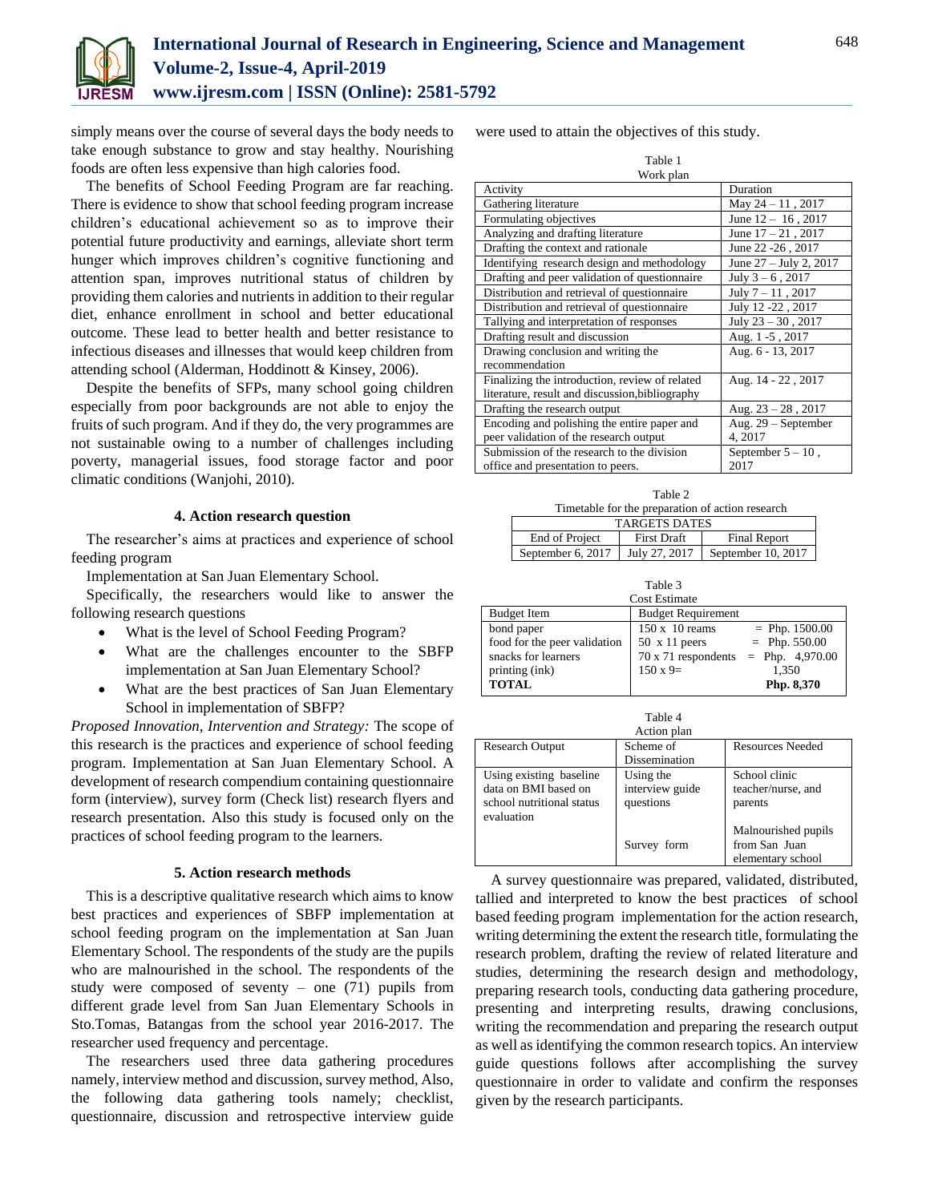simply means over the course of several days the body needs to take enough substance to grow and stay healthy. Nourishing foods are often less expensive than high calories food.

The benefits of School Feeding Program are far reaching. There is evidence to show that school feeding program increase children's educational achievement so as to improve their potential future productivity and earnings, alleviate short term hunger which improves children's cognitive functioning and attention span, improves nutritional status of children by providing them calories and nutrients in addition to their regular diet, enhance enrollment in school and better educational outcome. These lead to better health and better resistance to infectious diseases and illnesses that would keep children from attending school (Alderman, Hoddinott & Kinsey, 2006).

Despite the benefits of SFPs, many school going children especially from poor backgrounds are not able to enjoy the fruits of such program. And if they do, the very programmes are not sustainable owing to a number of challenges including poverty, managerial issues, food storage factor and poor climatic conditions (Wanjohi, 2010).

## 4. Action research question

The researcher's aims at practices and experience of school feeding program

Implementation at San Juan Elementary School.

Specifically, the researchers would like to answer the following research questions

- What is the level of School Feeding Program?
- What are the challenges encounter to the SBFP implementation at San Juan Elementary School?
- What are the best practices of San Juan Elementary School in implementation of SBFP?

*Proposed Innovation, Intervention and Strategy:* The scope of this research is the practices and experience of school feeding program. Implementation at San Juan Elementary School. A development of research compendium containing questionnaire form (interview), survey form (Check list) research flyers and research presentation. Also this study is focused only on the practices of school feeding program to the learners.

## 5. Action research methods

This is a descriptive qualitative research which aims to know best practices and experiences of SBFP implementation at school feeding program on the implementation at San Juan Elementary School. The respondents of the study are the pupils who are malnourished in the school. The respondents of the study were composed of seventy – one (71) pupils from different grade level from San Juan Elementary Schools in Sto.Tomas, Batangas from the school year 2016-2017. The researcher used frequency and percentage.

The researchers used three data gathering procedures namely, interview method and discussion, survey method, Also, the following data gathering tools namely; checklist, questionnaire, discussion and retrospective interview guide were used to attain the objectives of this study.

Table 1
Work plan

| Activity | Duration |
|---|---|
| Gathering literature | May 24 – 11 , 2017 |
| Formulating objectives | June 12 – 16 , 2017 |
| Analyzing and drafting literature | June 17 – 21 , 2017 |
| Drafting the context and rationale | June 22 -26 , 2017 |
| Identifying research design and methodology | June 27 – July 2, 2017 |
| Drafting and peer validation of questionnaire | July 3 – 6 , 2017 |
| Distribution and retrieval of questionnaire | July 7 – 11 , 2017 |
| Distribution and retrieval of questionnaire | July 12 -22 , 2017 |
| Tallying and interpretation of responses | July 23 – 30 , 2017 |
| Drafting result and discussion | Aug. 1 -5 , 2017 |
| Drawing conclusion and writing the recommendation | Aug. 6 - 13, 2017 |
| Finalizing the introduction, review of related literature, result and discussion,bibliography | Aug. 14 - 22 , 2017 |
| Drafting the research output | Aug. 23 – 28 , 2017 |
| Encoding and polishing the entire paper and peer validation of the research output | Aug. 29 – September 4, 2017 |
| Submission of the research to the division office and presentation to peers. | September 5 – 10 , 2017 |

Table 2
Timetable for the preparation of action research

| TARGETS DATES | | |
|---|---|---|
| End of Project | First Draft | Final Report |
| September 6, 2017 | July 27, 2017 | September 10, 2017 |

Table 3
Cost Estimate

| Budget Item | Budget Requirement | |
|---|---|---|
| bond paper | 150 x 10 reams | = Php. 1500.00 |
| food for the peer validation | 50 x 11 peers | = Php. 550.00 |
| snacks for learners | 70 x 71 respondents | = Php. 4,970.00 |
| printing (ink) | 150 x 9= | 1,350 |
| **TOTAL** | | **Php. 8,370** |

Table 4
Action plan

| Research Output | Scheme of Dissemination | Resources Needed |
|---|---|---|
| Using existing baseline data on BMI based on school nutritional status evaluation | Using the interview guide questions | School clinic teacher/nurse, and parents |
| | Survey form | Malnourished pupils from San Juan elementary school |

A survey questionnaire was prepared, validated, distributed, tallied and interpreted to know the best practices of school based feeding program implementation for the action research, writing determining the extent the research title, formulating the research problem, drafting the review of related literature and studies, determining the research design and methodology, preparing research tools, conducting data gathering procedure, presenting and interpreting results, drawing conclusions, writing the recommendation and preparing the research output as well as identifying the common research topics. An interview guide questions follows after accomplishing the survey questionnaire in order to validate and confirm the responses given by the research participants.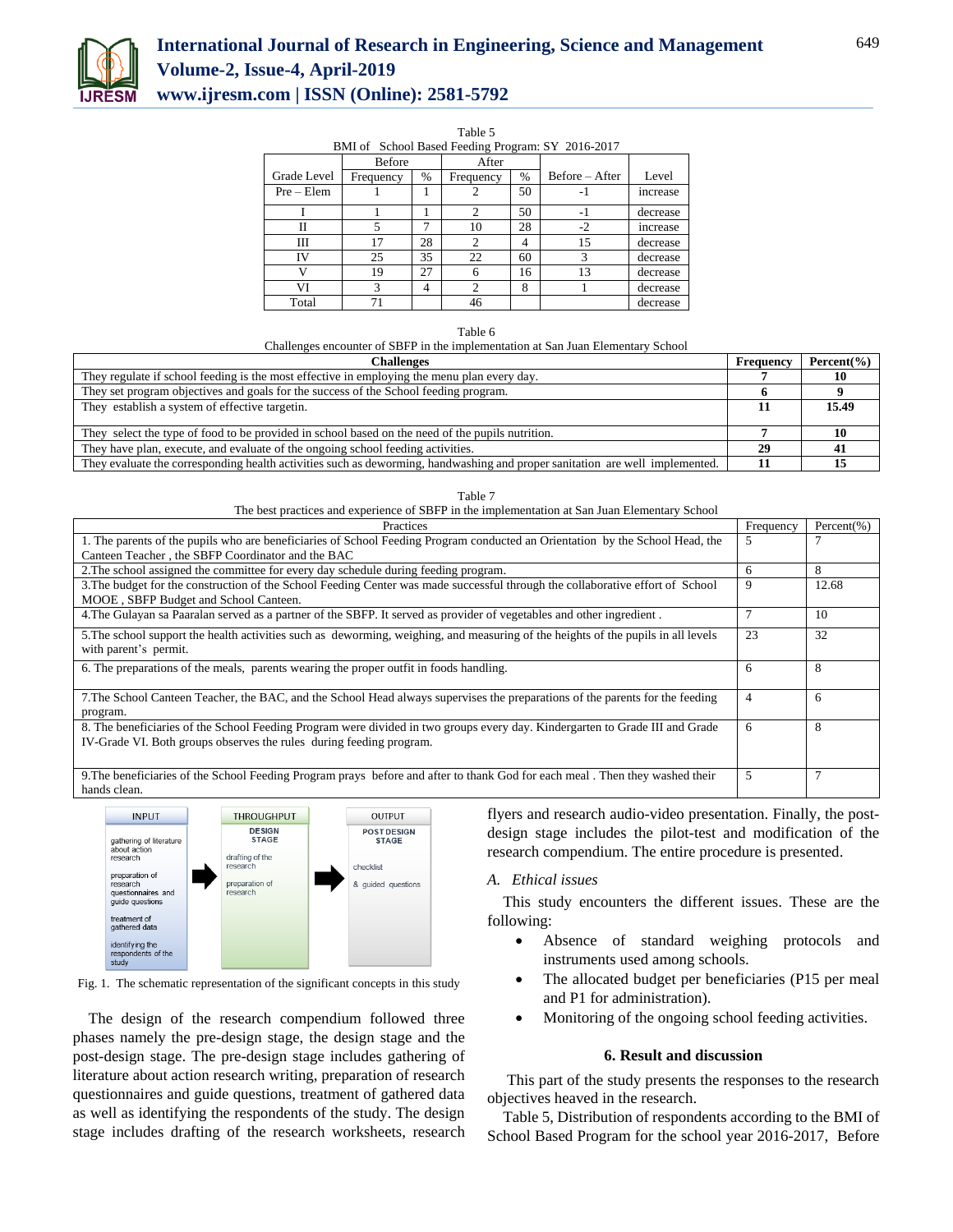Table 5

BMI of School Based Feeding Program: SY 2016-2017

| Grade Level | Before | | After | | Before – After | Level |
|---|---|---|---|---|---|---|
| | Frequency | % | Frequency | % | | |
| Pre – Elem | 1 | 1 | 2 | 50 | -1 | increase |
| I | 1 | 1 | 2 | 50 | -1 | decrease |
| II | 5 | 7 | 10 | 28 | -2 | increase |
| III | 17 | 28 | 2 | 4 | 15 | decrease |
| IV | 25 | 35 | 22 | 60 | 3 | decrease |
| V | 19 | 27 | 6 | 16 | 13 | decrease |
| VI | 3 | 4 | 2 | 8 | 1 | decrease |
| Total | 71 | | 46 | | | decrease |

Table 6

Challenges encounter of SBFP in the implementation at San Juan Elementary School

| Challenges | Frequency | Percent(%) |
|---|---|---|
| They regulate if school feeding is the most effective in employing the menu plan every day. | 7 | 10 |
| They set program objectives and goals for the success of the School feeding program. | 6 | 9 |
| They establish a system of effective targetin. | 11 | 15.49 |
| They select the type of food to be provided in school based on the need of the pupils nutrition. | 7 | 10 |
| They have plan, execute, and evaluate of the ongoing school feeding activities. | 29 | 41 |
| They evaluate the corresponding health activities such as deworming, handwashing and proper sanitation are well implemented. | 11 | 15 |

Table 7

The best practices and experience of SBFP in the implementation at San Juan Elementary School

| Practices | Frequency | Percent(%) |
|---|---|---|
| 1. The parents of the pupils who are beneficiaries of School Feeding Program conducted an Orientation by the School Head, the Canteen Teacher , the SBFP Coordinator and the BAC | 5 | 7 |
| 2.The school assigned the committee for every day schedule during feeding program. | 6 | 8 |
| 3.The budget for the construction of the School Feeding Center was made successful through the collaborative effort of School MOOE , SBFP Budget and School Canteen. | 9 | 12.68 |
| 4.The Gulayan sa Paaralan served as a partner of the SBFP. It served as provider of vegetables and other ingredient . | 7 | 10 |
| 5.The school support the health activities such as deworming, weighing, and measuring of the heights of the pupils in all levels with parent's permit. | 23 | 32 |
| 6. The preparations of the meals, parents wearing the proper outfit in foods handling. | 6 | 8 |
| 7.The School Canteen Teacher, the BAC, and the School Head always supervises the preparations of the parents for the feeding program. | 4 | 6 |
| 8. The beneficiaries of the School Feeding Program were divided in two groups every day. Kindergarten to Grade III and Grade IV-Grade VI. Both groups observes the rules during feeding program. | 6 | 8 |
| 9.The beneficiaries of the School Feeding Program prays before and after to thank God for each meal . Then they washed their hands clean. | 5 | 7 |

| INPUT | THROUGHPUT | OUTPUT |
|---|---|---|
| gathering of literature about action research | DESIGN STAGE | POST DESIGN STAGE |
| preparation of research questionnaires and guide questions | drafting of the research | checklist |
| treatment of gathered data | preparation of research | & guided questions |
| identifying the respondents of the study | | |

Fig. 1. The schematic representation of the significant concepts in this study

The design of the research compendium followed three phases namely the pre-design stage, the design stage and the post-design stage. The pre-design stage includes gathering of literature about action research writing, preparation of research questionnaires and guide questions, treatment of gathered data as well as identifying the respondents of the study. The design stage includes drafting of the research worksheets, research flyers and research audio-video presentation. Finally, the post-design stage includes the pilot-test and modification of the research compendium. The entire procedure is presented.

### A. *Ethical issues*

This study encounters the different issues. These are the following:

- Absence of standard weighing protocols and instruments used among schools.
- The allocated budget per beneficiaries (P15 per meal and P1 for administration).
- Monitoring of the ongoing school feeding activities.

## 6. Result and discussion

This part of the study presents the responses to the research objectives heaved in the research.

Table 5, Distribution of respondents according to the BMI of School Based Program for the school year 2016-2017, Before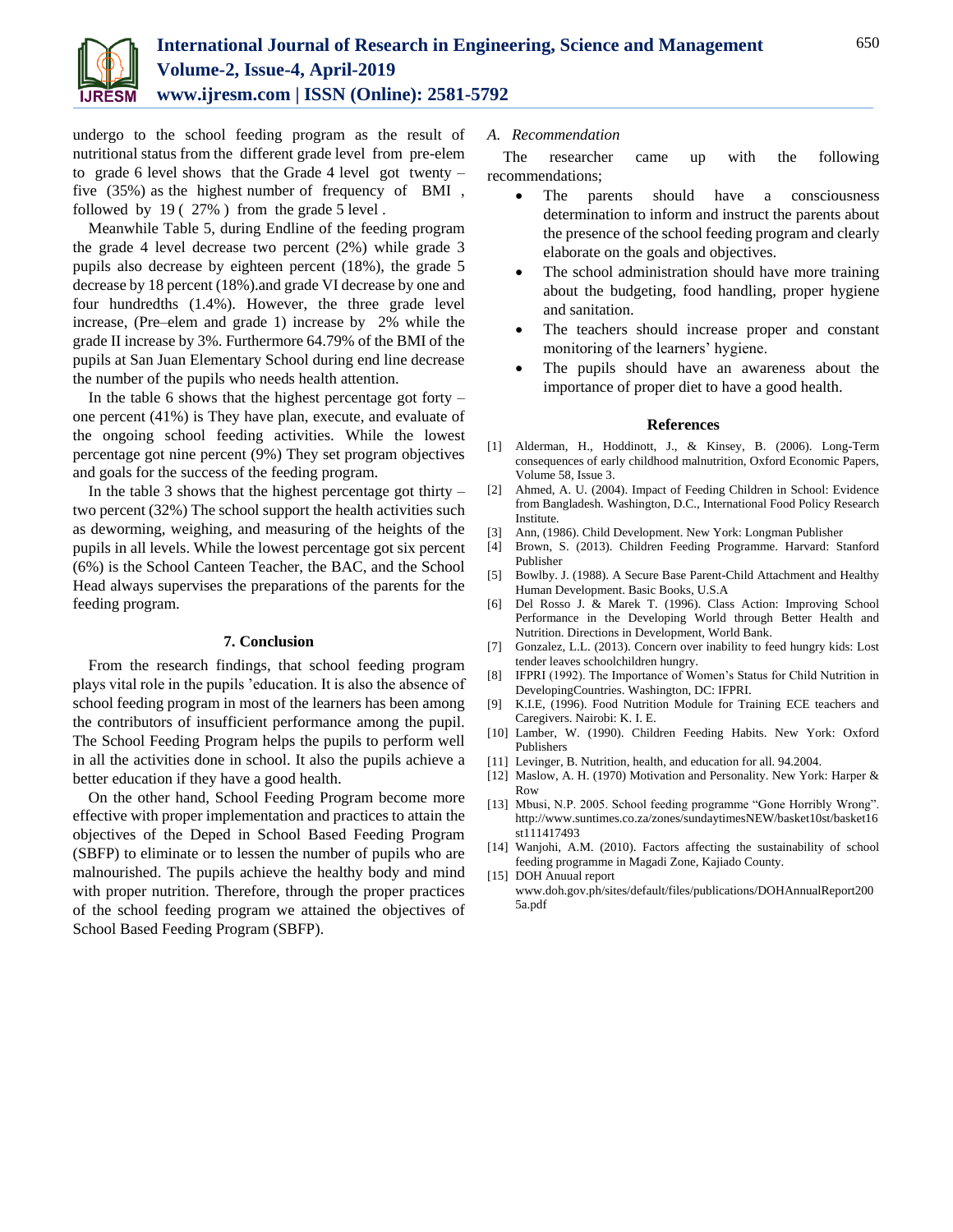undergo to the school feeding program as the result of nutritional status from the different grade level from pre-elem to grade 6 level shows that the Grade 4 level got twenty – five (35%) as the highest number of frequency of BMI , followed by 19 ( 27% ) from the grade 5 level .

Meanwhile Table 5, during Endline of the feeding program the grade 4 level decrease two percent (2%) while grade 3 pupils also decrease by eighteen percent (18%), the grade 5 decrease by 18 percent (18%).and grade VI decrease by one and four hundredths (1.4%). However, the three grade level increase, (Pre–elem and grade 1) increase by 2% while the grade II increase by 3%. Furthermore 64.79% of the BMI of the pupils at San Juan Elementary School during end line decrease the number of the pupils who needs health attention.

In the table 6 shows that the highest percentage got forty – one percent (41%) is They have plan, execute, and evaluate of the ongoing school feeding activities. While the lowest percentage got nine percent (9%) They set program objectives and goals for the success of the feeding program.

In the table 3 shows that the highest percentage got thirty – two percent (32%) The school support the health activities such as deworming, weighing, and measuring of the heights of the pupils in all levels. While the lowest percentage got six percent (6%) is the School Canteen Teacher, the BAC, and the School Head always supervises the preparations of the parents for the feeding program.

## 7. Conclusion

From the research findings, that school feeding program plays vital role in the pupils 'education. It is also the absence of school feeding program in most of the learners has been among the contributors of insufficient performance among the pupil. The School Feeding Program helps the pupils to perform well in all the activities done in school. It also the pupils achieve a better education if they have a good health.

On the other hand, School Feeding Program become more effective with proper implementation and practices to attain the objectives of the Deped in School Based Feeding Program (SBFP) to eliminate or to lessen the number of pupils who are malnourished. The pupils achieve the healthy body and mind with proper nutrition. Therefore, through the proper practices of the school feeding program we attained the objectives of School Based Feeding Program (SBFP).

### *A. Recommendation*

The researcher came up with the following recommendations;

- The parents should have a consciousness determination to inform and instruct the parents about the presence of the school feeding program and clearly elaborate on the goals and objectives.
- The school administration should have more training about the budgeting, food handling, proper hygiene and sanitation.
- The teachers should increase proper and constant monitoring of the learners' hygiene.
- The pupils should have an awareness about the importance of proper diet to have a good health.

## References

[1] Alderman, H., Hoddinott, J., & Kinsey, B. (2006). Long-Term consequences of early childhood malnutrition, Oxford Economic Papers, Volume 58, Issue 3.

[2] Ahmed, A. U. (2004). Impact of Feeding Children in School: Evidence from Bangladesh. Washington, D.C., International Food Policy Research Institute.

[3] Ann, (1986). Child Development. New York: Longman Publisher

[4] Brown, S. (2013). Children Feeding Programme. Harvard: Stanford Publisher

[5] Bowlby. J. (1988). A Secure Base Parent-Child Attachment and Healthy Human Development. Basic Books, U.S.A

[6] Del Rosso J. & Marek T. (1996). Class Action: Improving School Performance in the Developing World through Better Health and Nutrition. Directions in Development, World Bank.

[7] Gonzalez, L.L. (2013). Concern over inability to feed hungry kids: Lost tender leaves schoolchildren hungry.

[8] IFPRI (1992). The Importance of Women's Status for Child Nutrition in DevelopingCountries. Washington, DC: IFPRI.

[9] K.I.E, (1996). Food Nutrition Module for Training ECE teachers and Caregivers. Nairobi: K. I. E.

[10] Lamber, W. (1990). Children Feeding Habits. New York: Oxford Publishers

[11] Levinger, B. Nutrition, health, and education for all. 94.2004.

[12] Maslow, A. H. (1970) Motivation and Personality. New York: Harper & Row

[13] Mbusi, N.P. 2005. School feeding programme "Gone Horribly Wrong". http://www.suntimes.co.za/zones/sundaytimesNEW/basket10st/basket16st111417493

[14] Wanjohi, A.M. (2010). Factors affecting the sustainability of school feeding programme in Magadi Zone, Kajiado County.

[15] DOH Anuual report www.doh.gov.ph/sites/default/files/publications/DOHAnnualReport2005a.pdf